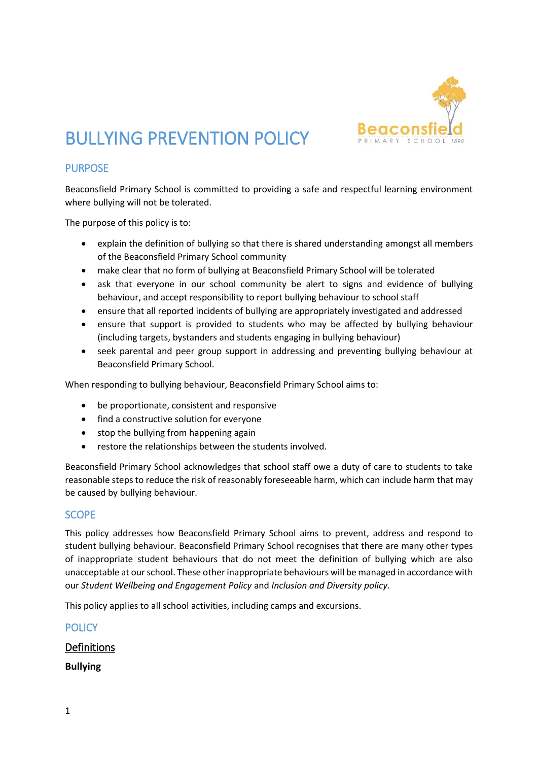# BULLYING PREVENTION POLICY

## PURPOSE

Beaconsfield Primary School is committed to providing a safe and respectful learning environment where bullying will not be tolerated.

The purpose of this policy is to:

- explain the definition of bullying so that there is shared understanding amongst all members of the Beaconsfield Primary School community
- make clear that no form of bullying at Beaconsfield Primary School will be tolerated
- ask that everyone in our school community be alert to signs and evidence of bullying behaviour, and accept responsibility to report bullying behaviour to school staff
- ensure that all reported incidents of bullying are appropriately investigated and addressed
- ensure that support is provided to students who may be affected by bullying behaviour (including targets, bystanders and students engaging in bullying behaviour)
- seek parental and peer group support in addressing and preventing bullying behaviour at Beaconsfield Primary School.

When responding to bullying behaviour, Beaconsfield Primary School aims to:

- be proportionate, consistent and responsive
- find a constructive solution for everyone
- stop the bullying from happening again
- restore the relationships between the students involved.

Beaconsfield Primary School acknowledges that school staff owe a duty of care to students to take reasonable steps to reduce the risk of reasonably foreseeable harm, which can include harm that may be caused by bullying behaviour.

## SCOPE

This policy addresses how Beaconsfield Primary School aims to prevent, address and respond to student bullying behaviour. Beaconsfield Primary School recognises that there are many other types of inappropriate student behaviours that do not meet the definition of bullying which are also unacceptable at our school. These other inappropriate behaviours will be managed in accordance with our *Student Wellbeing and Engagement Policy* and *Inclusion and Diversity policy*.

This policy applies to all school activities, including camps and excursions.

## POLICY

### Definitions

**Bullying**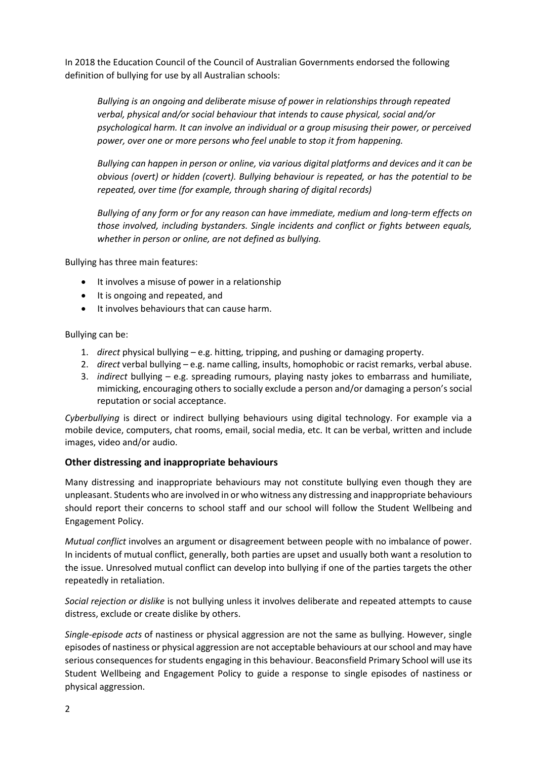In 2018 the Education Council of the Council of Australian Governments endorsed the following definition of bullying for use by all Australian schools:

> *Bullying is an ongoing and deliberate misuse of power in relationships through repeated verbal, physical and/or social behaviour that intends to cause physical, social and/or psychological harm. It can involve an individual or a group misusing their power, or perceived power, over one or more persons who feel unable to stop it from happening.*
>
> *Bullying can happen in person or online, via various digital platforms and devices and it can be obvious (overt) or hidden (covert). Bullying behaviour is repeated, or has the potential to be repeated, over time (for example, through sharing of digital records)*
>
> *Bullying of any form or for any reason can have immediate, medium and long-term effects on those involved, including bystanders. Single incidents and conflict or fights between equals, whether in person or online, are not defined as bullying.*

Bullying has three main features:

- It involves a misuse of power in a relationship
- It is ongoing and repeated, and
- It involves behaviours that can cause harm.

Bullying can be:

1. *direct* physical bullying – e.g. hitting, tripping, and pushing or damaging property.
2. *direct* verbal bullying – e.g. name calling, insults, homophobic or racist remarks, verbal abuse.
3. *indirect* bullying – e.g. spreading rumours, playing nasty jokes to embarrass and humiliate, mimicking, encouraging others to socially exclude a person and/or damaging a person's social reputation or social acceptance.

*Cyberbullying* is direct or indirect bullying behaviours using digital technology. For example via a mobile device, computers, chat rooms, email, social media, etc. It can be verbal, written and include images, video and/or audio.

### Other distressing and inappropriate behaviours

Many distressing and inappropriate behaviours may not constitute bullying even though they are unpleasant. Students who are involved in or who witness any distressing and inappropriate behaviours should report their concerns to school staff and our school will follow the Student Wellbeing and Engagement Policy.

*Mutual conflict* involves an argument or disagreement between people with no imbalance of power. In incidents of mutual conflict, generally, both parties are upset and usually both want a resolution to the issue. Unresolved mutual conflict can develop into bullying if one of the parties targets the other repeatedly in retaliation.

*Social rejection or dislike* is not bullying unless it involves deliberate and repeated attempts to cause distress, exclude or create dislike by others.

*Single-episode acts* of nastiness or physical aggression are not the same as bullying. However, single episodes of nastiness or physical aggression are not acceptable behaviours at our school and may have serious consequences for students engaging in this behaviour. Beaconsfield Primary School will use its Student Wellbeing and Engagement Policy to guide a response to single episodes of nastiness or physical aggression.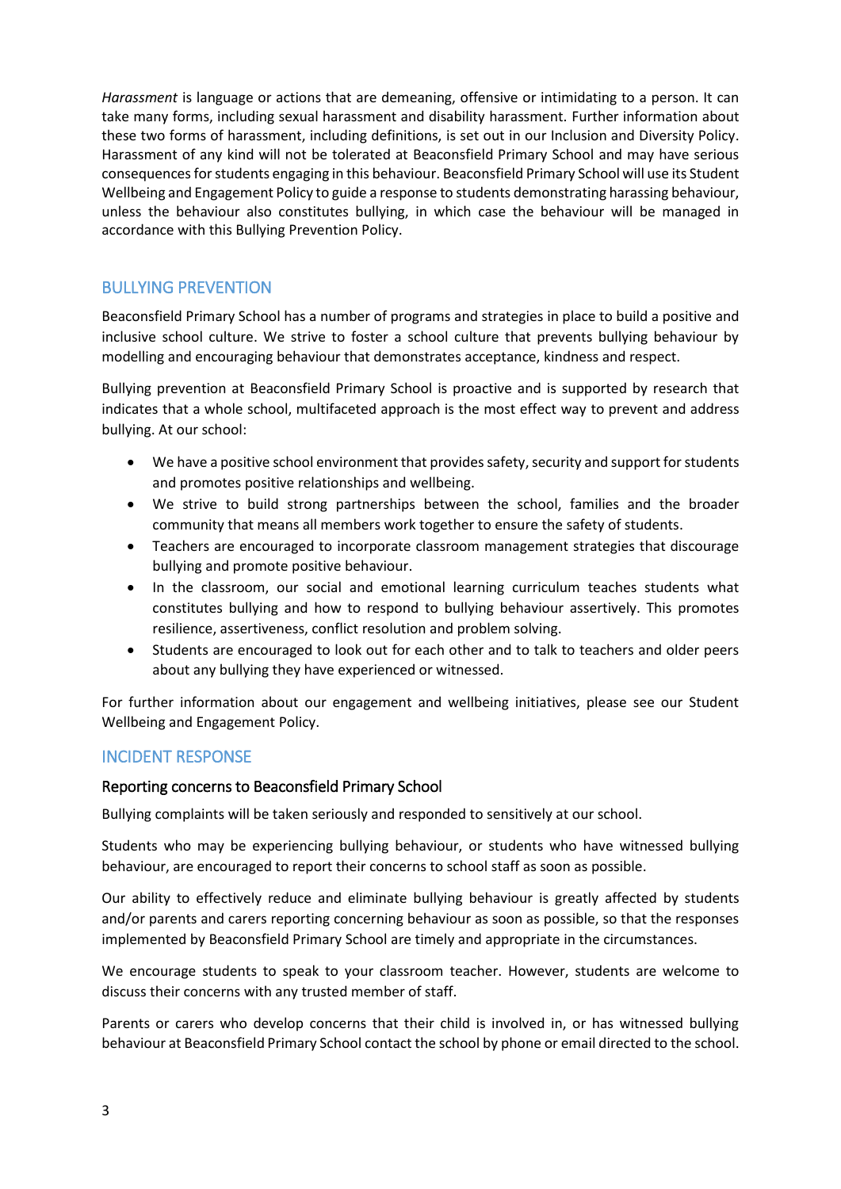*Harassment* is language or actions that are demeaning, offensive or intimidating to a person. It can take many forms, including sexual harassment and disability harassment. Further information about these two forms of harassment, including definitions, is set out in our Inclusion and Diversity Policy. Harassment of any kind will not be tolerated at Beaconsfield Primary School and may have serious consequences for students engaging in this behaviour. Beaconsfield Primary School will use its Student Wellbeing and Engagement Policy to guide a response to students demonstrating harassing behaviour, unless the behaviour also constitutes bullying, in which case the behaviour will be managed in accordance with this Bullying Prevention Policy.

## BULLYING PREVENTION

Beaconsfield Primary School has a number of programs and strategies in place to build a positive and inclusive school culture. We strive to foster a school culture that prevents bullying behaviour by modelling and encouraging behaviour that demonstrates acceptance, kindness and respect.

Bullying prevention at Beaconsfield Primary School is proactive and is supported by research that indicates that a whole school, multifaceted approach is the most effect way to prevent and address bullying. At our school:

- We have a positive school environment that provides safety, security and support for students and promotes positive relationships and wellbeing.
- We strive to build strong partnerships between the school, families and the broader community that means all members work together to ensure the safety of students.
- Teachers are encouraged to incorporate classroom management strategies that discourage bullying and promote positive behaviour.
- In the classroom, our social and emotional learning curriculum teaches students what constitutes bullying and how to respond to bullying behaviour assertively. This promotes resilience, assertiveness, conflict resolution and problem solving.
- Students are encouraged to look out for each other and to talk to teachers and older peers about any bullying they have experienced or witnessed.

For further information about our engagement and wellbeing initiatives, please see our Student Wellbeing and Engagement Policy.

## INCIDENT RESPONSE

### Reporting concerns to Beaconsfield Primary School

Bullying complaints will be taken seriously and responded to sensitively at our school.

Students who may be experiencing bullying behaviour, or students who have witnessed bullying behaviour, are encouraged to report their concerns to school staff as soon as possible.

Our ability to effectively reduce and eliminate bullying behaviour is greatly affected by students and/or parents and carers reporting concerning behaviour as soon as possible, so that the responses implemented by Beaconsfield Primary School are timely and appropriate in the circumstances.

We encourage students to speak to your classroom teacher. However, students are welcome to discuss their concerns with any trusted member of staff.

Parents or carers who develop concerns that their child is involved in, or has witnessed bullying behaviour at Beaconsfield Primary School contact the school by phone or email directed to the school.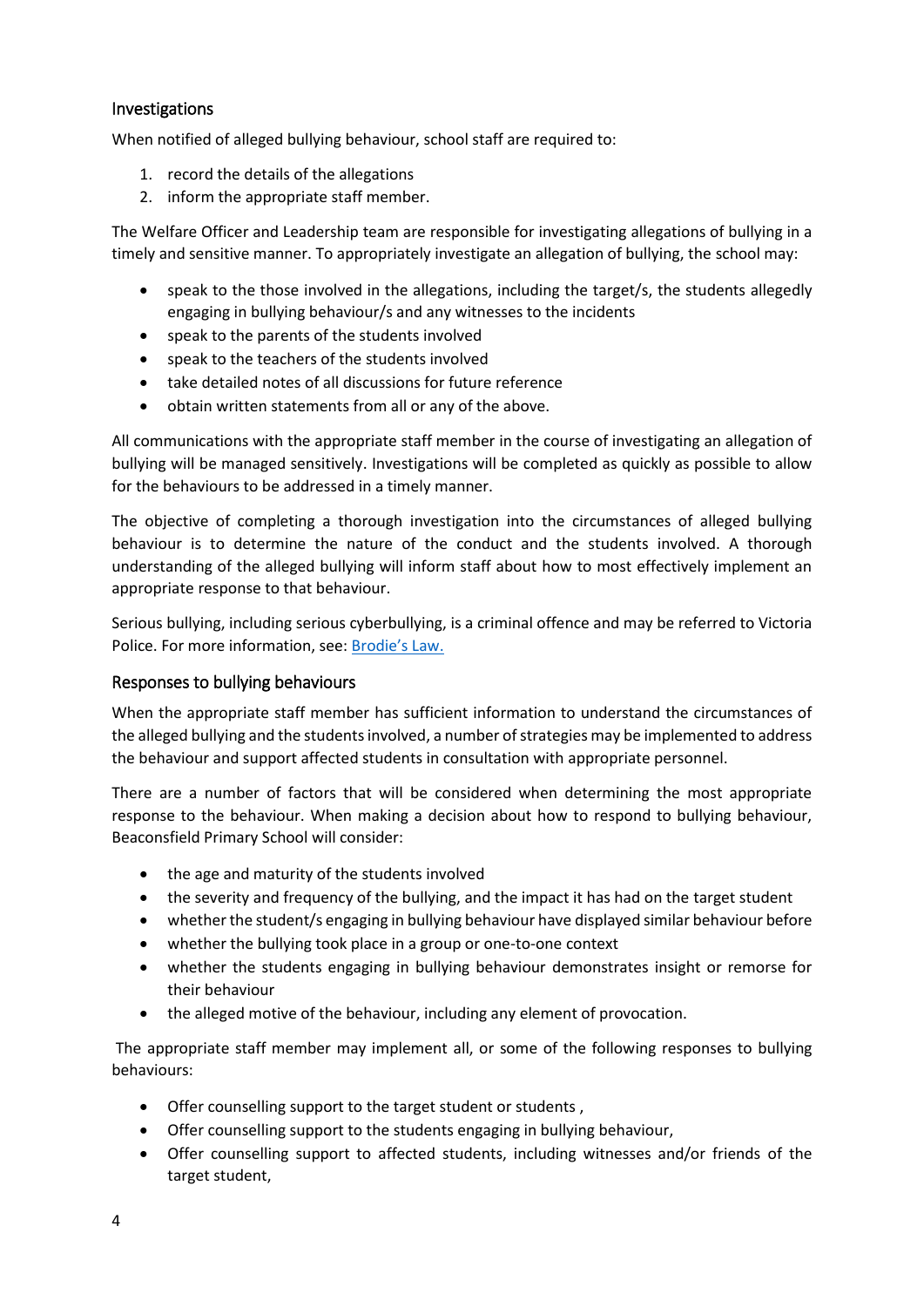## Investigations

When notified of alleged bullying behaviour, school staff are required to:

1. record the details of the allegations
2. inform the appropriate staff member.

The Welfare Officer and Leadership team are responsible for investigating allegations of bullying in a timely and sensitive manner. To appropriately investigate an allegation of bullying, the school may:

- speak to the those involved in the allegations, including the target/s, the students allegedly engaging in bullying behaviour/s and any witnesses to the incidents
- speak to the parents of the students involved
- speak to the teachers of the students involved
- take detailed notes of all discussions for future reference
- obtain written statements from all or any of the above.

All communications with the appropriate staff member in the course of investigating an allegation of bullying will be managed sensitively. Investigations will be completed as quickly as possible to allow for the behaviours to be addressed in a timely manner.

The objective of completing a thorough investigation into the circumstances of alleged bullying behaviour is to determine the nature of the conduct and the students involved. A thorough understanding of the alleged bullying will inform staff about how to most effectively implement an appropriate response to that behaviour.

Serious bullying, including serious cyberbullying, is a criminal offence and may be referred to Victoria Police. For more information, see: [Brodie's Law.]

## Responses to bullying behaviours

When the appropriate staff member has sufficient information to understand the circumstances of the alleged bullying and the students involved, a number of strategies may be implemented to address the behaviour and support affected students in consultation with appropriate personnel.

There are a number of factors that will be considered when determining the most appropriate response to the behaviour. When making a decision about how to respond to bullying behaviour, Beaconsfield Primary School will consider:

- the age and maturity of the students involved
- the severity and frequency of the bullying, and the impact it has had on the target student
- whether the student/s engaging in bullying behaviour have displayed similar behaviour before
- whether the bullying took place in a group or one-to-one context
- whether the students engaging in bullying behaviour demonstrates insight or remorse for their behaviour
- the alleged motive of the behaviour, including any element of provocation.

The appropriate staff member may implement all, or some of the following responses to bullying behaviours:

- Offer counselling support to the target student or students ,
- Offer counselling support to the students engaging in bullying behaviour,
- Offer counselling support to affected students, including witnesses and/or friends of the target student,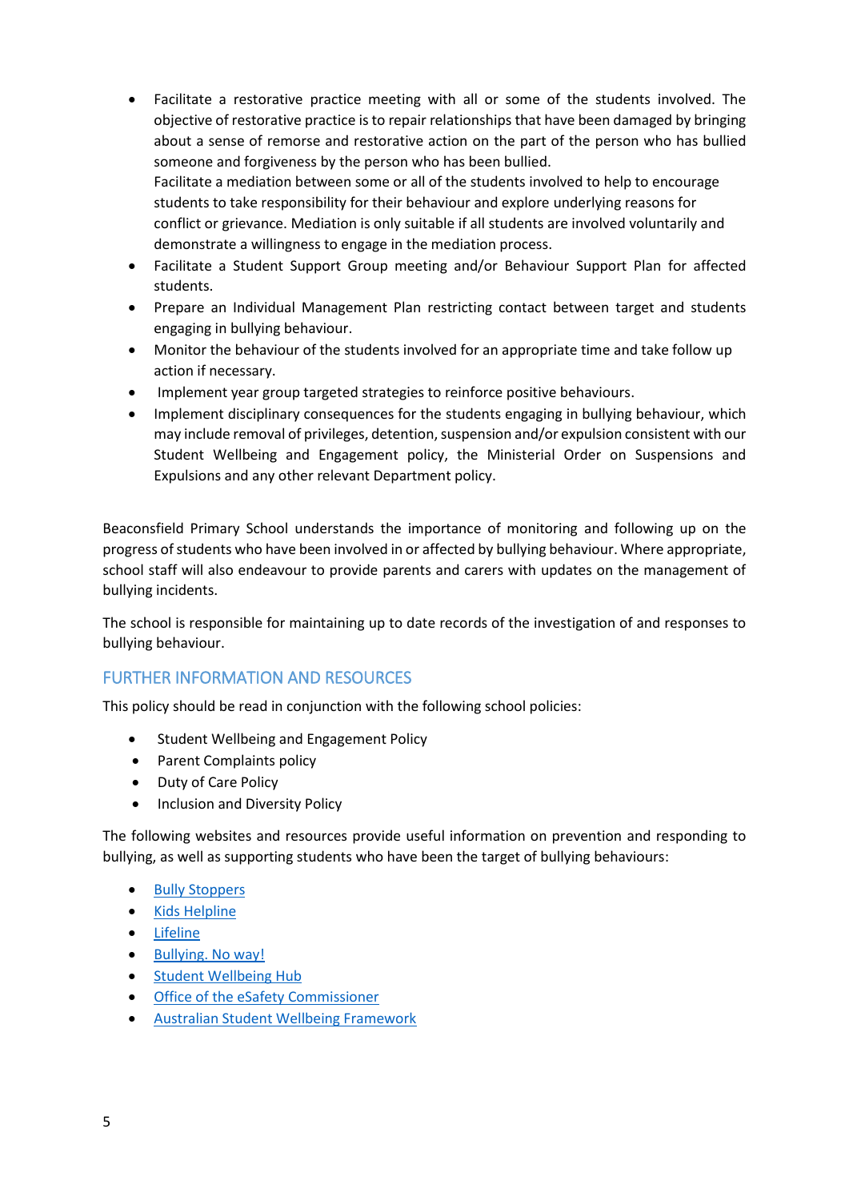- Facilitate a restorative practice meeting with all or some of the students involved. The objective of restorative practice is to repair relationships that have been damaged by bringing about a sense of remorse and restorative action on the part of the person who has bullied someone and forgiveness by the person who has been bullied.
  Facilitate a mediation between some or all of the students involved to help to encourage students to take responsibility for their behaviour and explore underlying reasons for conflict or grievance. Mediation is only suitable if all students are involved voluntarily and demonstrate a willingness to engage in the mediation process.
- Facilitate a Student Support Group meeting and/or Behaviour Support Plan for affected students.
- Prepare an Individual Management Plan restricting contact between target and students engaging in bullying behaviour.
- Monitor the behaviour of the students involved for an appropriate time and take follow up action if necessary.
- Implement year group targeted strategies to reinforce positive behaviours.
- Implement disciplinary consequences for the students engaging in bullying behaviour, which may include removal of privileges, detention, suspension and/or expulsion consistent with our Student Wellbeing and Engagement policy, the Ministerial Order on Suspensions and Expulsions and any other relevant Department policy.

Beaconsfield Primary School understands the importance of monitoring and following up on the progress of students who have been involved in or affected by bullying behaviour. Where appropriate, school staff will also endeavour to provide parents and carers with updates on the management of bullying incidents.

The school is responsible for maintaining up to date records of the investigation of and responses to bullying behaviour.

## FURTHER INFORMATION AND RESOURCES

This policy should be read in conjunction with the following school policies:

- Student Wellbeing and Engagement Policy
- Parent Complaints policy
- Duty of Care Policy
- Inclusion and Diversity Policy

The following websites and resources provide useful information on prevention and responding to bullying, as well as supporting students who have been the target of bullying behaviours:

- Bully Stoppers
- Kids Helpline
- Lifeline
- Bullying. No way!
- Student Wellbeing Hub
- Office of the eSafety Commissioner
- Australian Student Wellbeing Framework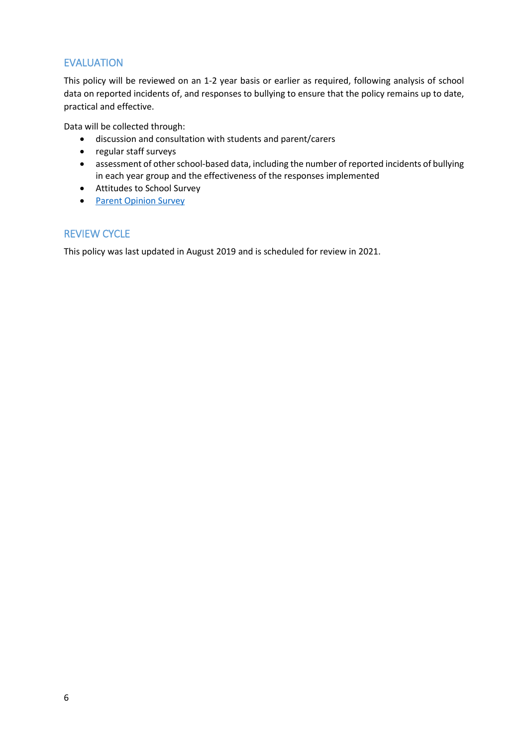## EVALUATION

This policy will be reviewed on an 1-2 year basis or earlier as required, following analysis of school data on reported incidents of, and responses to bullying to ensure that the policy remains up to date, practical and effective.

Data will be collected through:

- discussion and consultation with students and parent/carers
- regular staff surveys
- assessment of other school-based data, including the number of reported incidents of bullying in each year group and the effectiveness of the responses implemented
- Attitudes to School Survey
- Parent Opinion Survey

## REVIEW CYCLE

This policy was last updated in August 2019 and is scheduled for review in 2021.